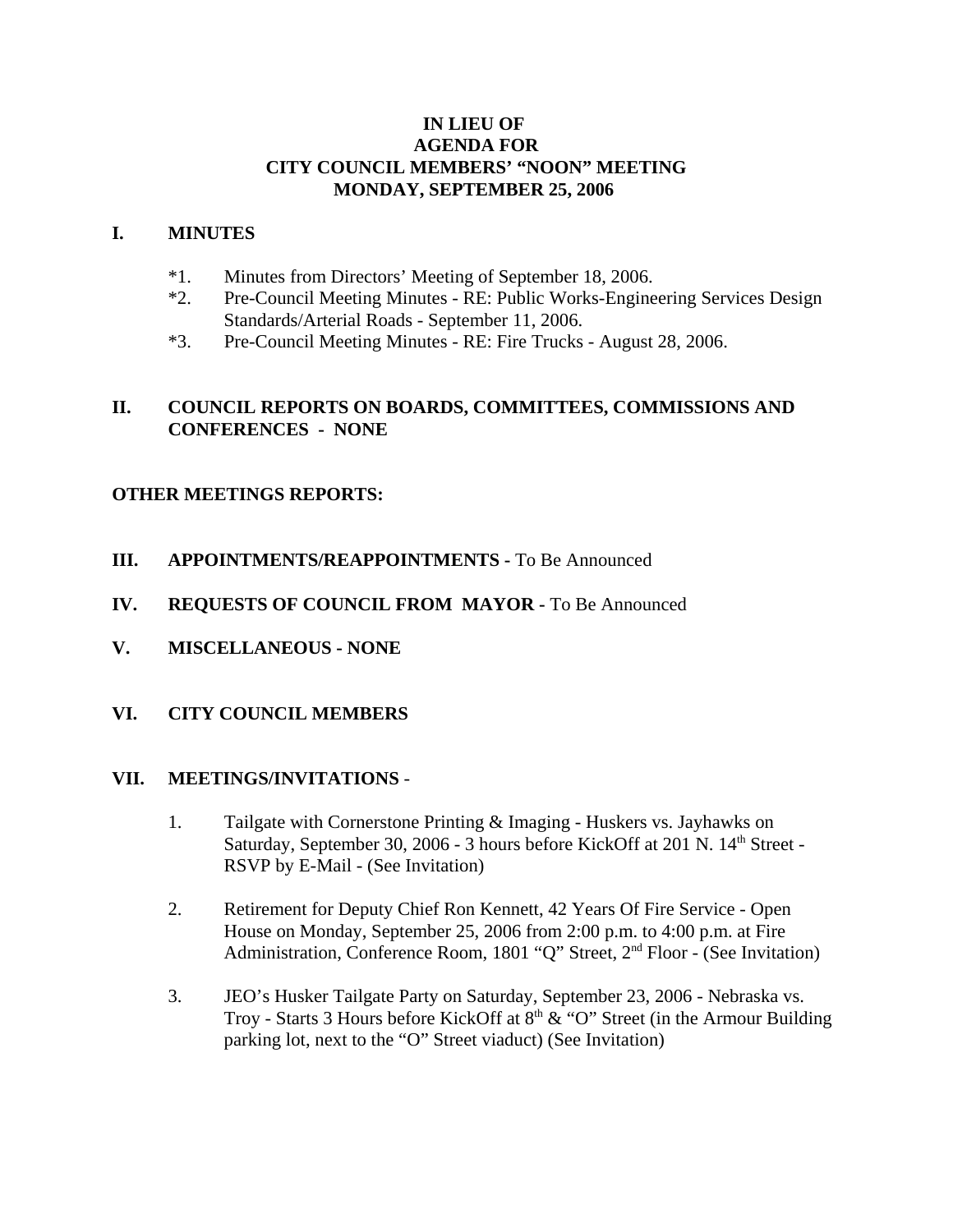# IN LIEU OF
# AGENDA FOR
# CITY COUNCIL MEMBERS' "NOON" MEETING
# MONDAY, SEPTEMBER 25, 2006

## I. MINUTES

*1. Minutes from Directors' Meeting of September 18, 2006.

*2. Pre-Council Meeting Minutes - RE: Public Works-Engineering Services Design Standards/Arterial Roads - September 11, 2006.

*3. Pre-Council Meeting Minutes - RE: Fire Trucks - August 28, 2006.

## II. COUNCIL REPORTS ON BOARDS, COMMITTEES, COMMISSIONS AND CONFERENCES - NONE

**OTHER MEETINGS REPORTS:**

## III. APPOINTMENTS/REAPPOINTMENTS - To Be Announced

## IV. REQUESTS OF COUNCIL FROM MAYOR - To Be Announced

## V. MISCELLANEOUS - NONE

## VI. CITY COUNCIL MEMBERS

## VII. MEETINGS/INVITATIONS -

1. Tailgate with Cornerstone Printing & Imaging - Huskers vs. Jayhawks on Saturday, September 30, 2006 - 3 hours before KickOff at 201 N. 14th Street - RSVP by E-Mail - (See Invitation)

2. Retirement for Deputy Chief Ron Kennett, 42 Years Of Fire Service - Open House on Monday, September 25, 2006 from 2:00 p.m. to 4:00 p.m. at Fire Administration, Conference Room, 1801 "Q" Street, 2nd Floor - (See Invitation)

3. JEO's Husker Tailgate Party on Saturday, September 23, 2006 - Nebraska vs. Troy - Starts 3 Hours before KickOff at 8th & "O" Street (in the Armour Building parking lot, next to the "O" Street viaduct) (See Invitation)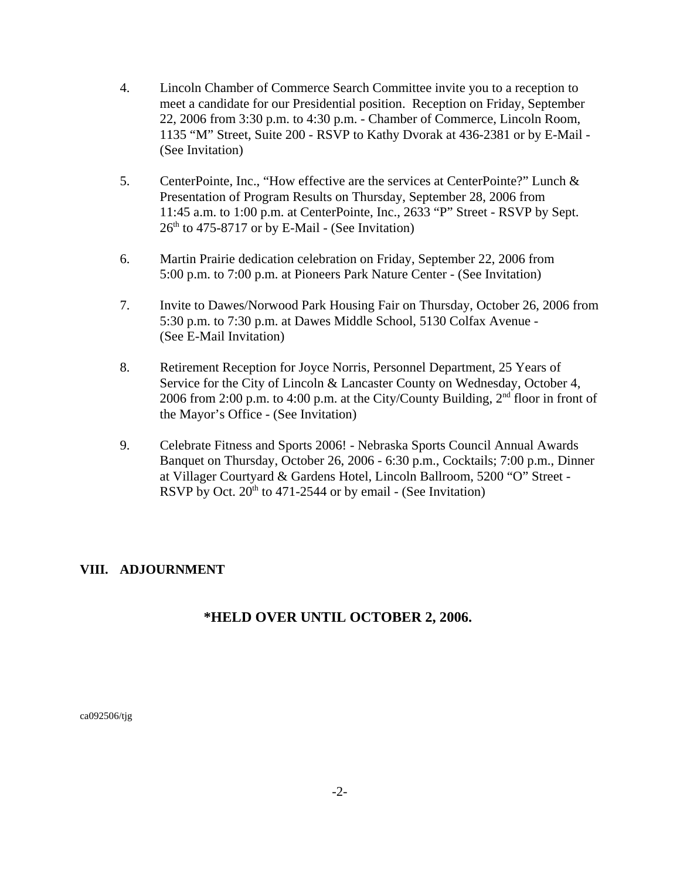4. Lincoln Chamber of Commerce Search Committee invite you to a reception to meet a candidate for our Presidential position. Reception on Friday, September 22, 2006 from 3:30 p.m. to 4:30 p.m. - Chamber of Commerce, Lincoln Room, 1135 "M" Street, Suite 200 - RSVP to Kathy Dvorak at 436-2381 or by E-Mail - (See Invitation)

5. CenterPointe, Inc., "How effective are the services at CenterPointe?" Lunch & Presentation of Program Results on Thursday, September 28, 2006 from 11:45 a.m. to 1:00 p.m. at CenterPointe, Inc., 2633 "P" Street - RSVP by Sept. 26th to 475-8717 or by E-Mail - (See Invitation)

6. Martin Prairie dedication celebration on Friday, September 22, 2006 from 5:00 p.m. to 7:00 p.m. at Pioneers Park Nature Center - (See Invitation)

7. Invite to Dawes/Norwood Park Housing Fair on Thursday, October 26, 2006 from 5:30 p.m. to 7:30 p.m. at Dawes Middle School, 5130 Colfax Avenue - (See E-Mail Invitation)

8. Retirement Reception for Joyce Norris, Personnel Department, 25 Years of Service for the City of Lincoln & Lancaster County on Wednesday, October 4, 2006 from 2:00 p.m. to 4:00 p.m. at the City/County Building, 2nd floor in front of the Mayor's Office - (See Invitation)

9. Celebrate Fitness and Sports 2006! - Nebraska Sports Council Annual Awards Banquet on Thursday, October 26, 2006 - 6:30 p.m., Cocktails; 7:00 p.m., Dinner at Villager Courtyard & Gardens Hotel, Lincoln Ballroom, 5200 "O" Street - RSVP by Oct. 20th to 471-2544 or by email - (See Invitation)

## VIII. ADJOURNMENT

**\*HELD OVER UNTIL OCTOBER 2, 2006.**

ca092506/tjg